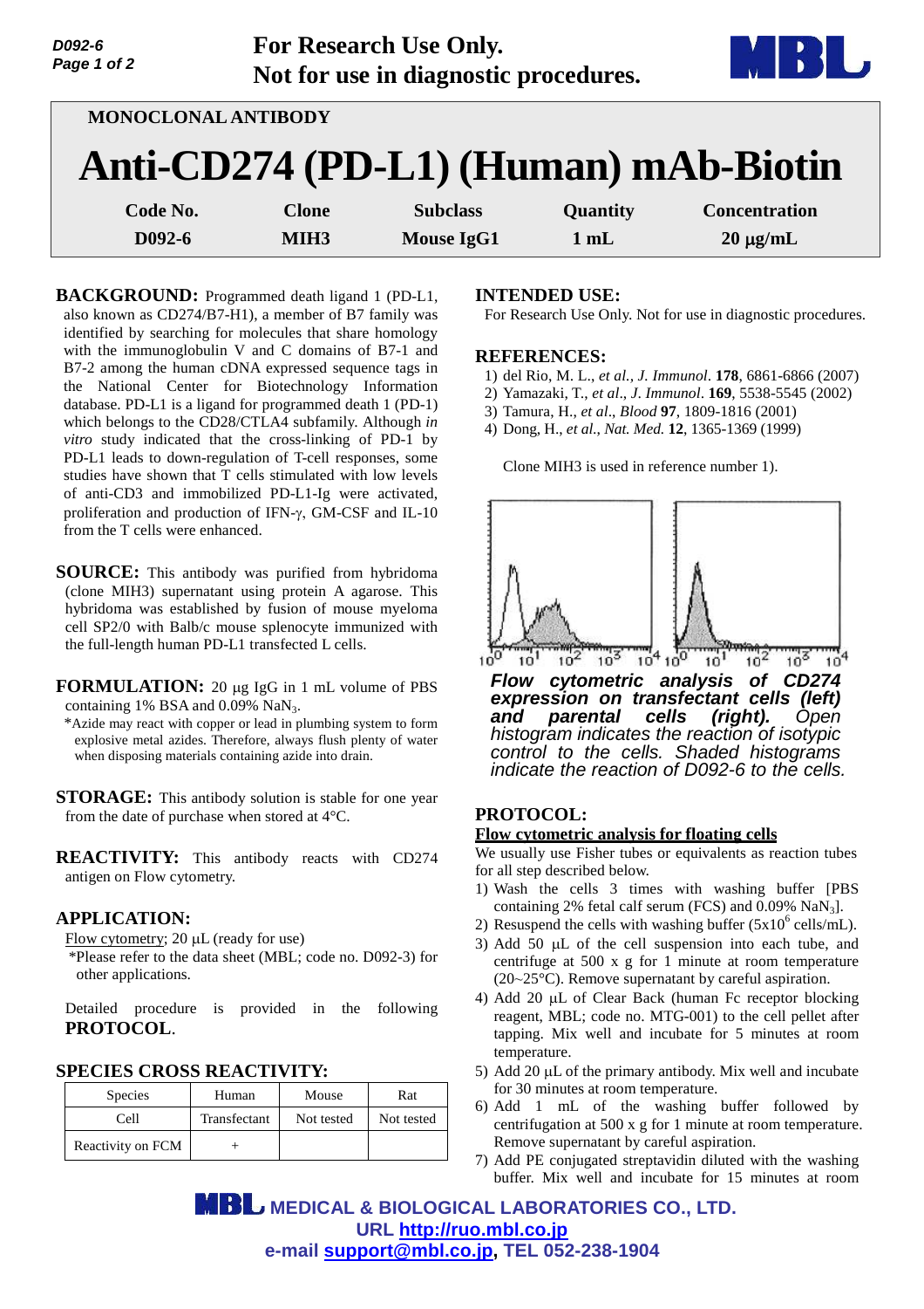For Research Use Only.
Not for use in diagnostic procedures.

**MONOCLONAL ANTIBODY**

# Anti-CD274 (PD-L1) (Human) mAb-Biotin

| Code No. | Clone | Subclass | Quantity | Concentration |
|---|---|---|---|---|
| D092-6 | MIH3 | Mouse IgG1 | 1 mL | 20 μg/mL |

**BACKGROUND:** Programmed death ligand 1 (PD-L1, also known as CD274/B7-H1), a member of B7 family was identified by searching for molecules that share homology with the immunoglobulin V and C domains of B7-1 and B7-2 among the human cDNA expressed sequence tags in the National Center for Biotechnology Information database. PD-L1 is a ligand for programmed death 1 (PD-1) which belongs to the CD28/CTLA4 subfamily. Although *in vitro* study indicated that the cross-linking of PD-1 by PD-L1 leads to down-regulation of T-cell responses, some studies have shown that T cells stimulated with low levels of anti-CD3 and immobilized PD-L1-Ig were activated, proliferation and production of IFN-γ, GM-CSF and IL-10 from the T cells were enhanced.

**SOURCE:** This antibody was purified from hybridoma (clone MIH3) supernatant using protein A agarose. This hybridoma was established by fusion of mouse myeloma cell SP2/0 with Balb/c mouse splenocyte immunized with the full-length human PD-L1 transfected L cells.

**FORMULATION:** 20 μg IgG in 1 mL volume of PBS containing 1% BSA and 0.09% $NaN_3$.

*Azide may react with copper or lead in plumbing system to form explosive metal azides. Therefore, always flush plenty of water when disposing materials containing azide into drain.

**STORAGE:** This antibody solution is stable for one year from the date of purchase when stored at 4°C.

**REACTIVITY:** This antibody reacts with CD274 antigen on Flow cytometry.

## APPLICATION:

Flow cytometry; 20 μL (ready for use)

*Please refer to the data sheet (MBL; code no. D092-3) for other applications.

Detailed procedure is provided in the following **PROTOCOL**.

## SPECIES CROSS REACTIVITY:

| Species | Human | Mouse | Rat |
|---|---|---|---|
| Cell | Transfectant | Not tested | Not tested |
| Reactivity on FCM | + | | |

## INTENDED USE:

For Research Use Only. Not for use in diagnostic procedures.

## REFERENCES:

1) del Rio, M. L., *et al., J. Immunol*. **178**, 6861-6866 (2007)
2) Yamazaki, T., *et al*., *J. Immunol*. **169**, 5538-5545 (2002)
3) Tamura, H., *et al*., *Blood* **97**, 1809-1816 (2001)
4) Dong, H., *et al., Nat. Med.* **12**, 1365-1369 (1999)

Clone MIH3 is used in reference number 1).

***Flow cytometric analysis of CD274 expression on transfectant cells (left) and parental cells (right).*** *Open histogram indicates the reaction of isotypic control to the cells. Shaded histograms indicate the reaction of D092-6 to the cells.*

## PROTOCOL:

**Flow cytometric analysis for floating cells**

We usually use Fisher tubes or equivalents as reaction tubes for all step described below.

1) Wash the cells 3 times with washing buffer [PBS containing 2% fetal calf serum (FCS) and 0.09% $NaN_3$].
2) Resuspend the cells with washing buffer ($5x10^6$ cells/mL).
3) Add 50 μL of the cell suspension into each tube, and centrifuge at 500 x g for 1 minute at room temperature (20~25°C). Remove supernatant by careful aspiration.
4) Add 20 μL of Clear Back (human Fc receptor blocking reagent, MBL; code no. MTG-001) to the cell pellet after tapping. Mix well and incubate for 5 minutes at room temperature.
5) Add 20 μL of the primary antibody. Mix well and incubate for 30 minutes at room temperature.
6) Add 1 mL of the washing buffer followed by centrifugation at 500 x g for 1 minute at room temperature. Remove supernatant by careful aspiration.
7) Add PE conjugated streptavidin diluted with the washing buffer. Mix well and incubate for 15 minutes at room

MEDICAL & BIOLOGICAL LABORATORIES CO., LTD.
URL http://ruo.mbl.co.jp
e-mail support@mbl.co.jp, TEL 052-238-1904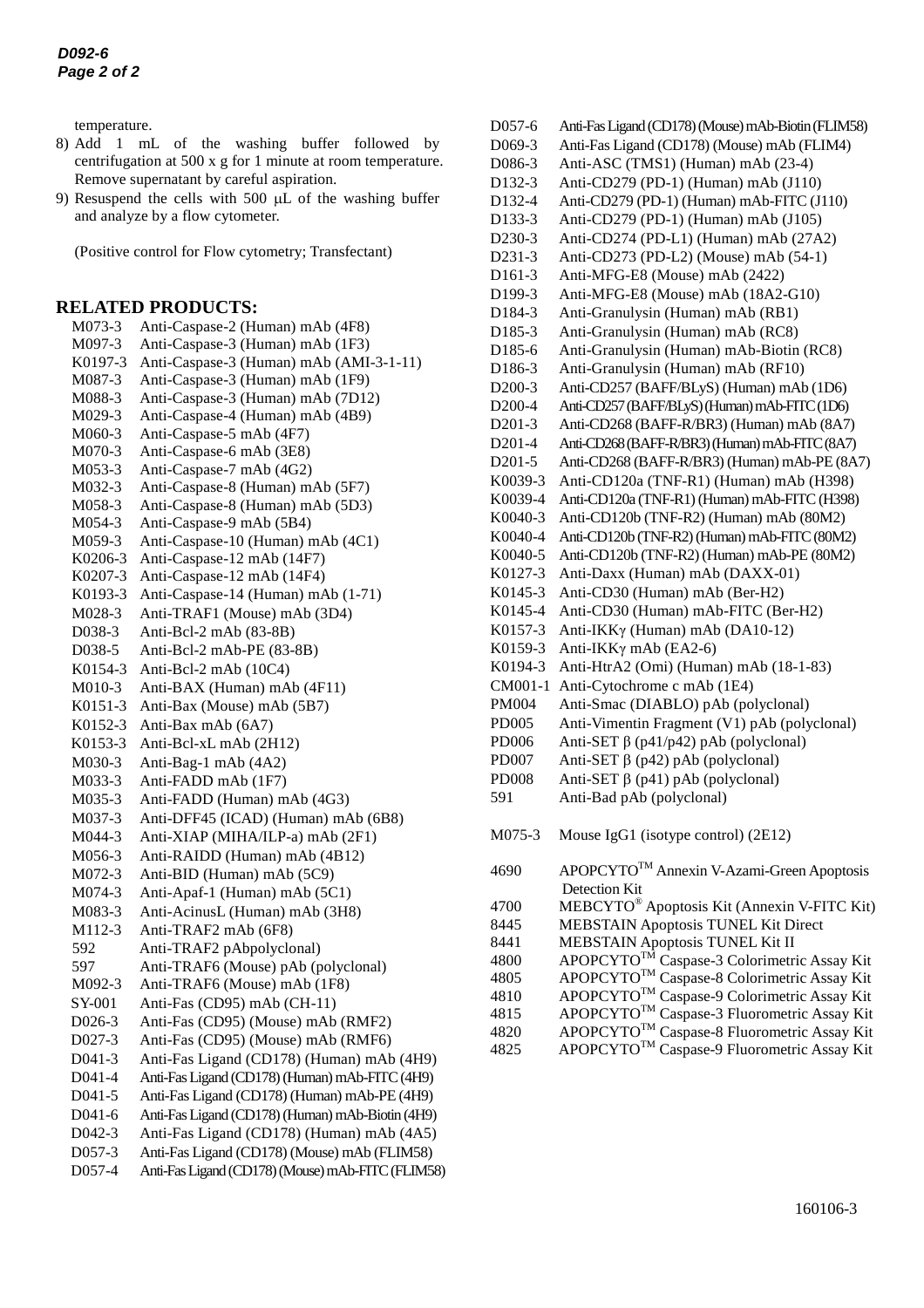temperature.

8) Add 1 mL of the washing buffer followed by centrifugation at 500 x g for 1 minute at room temperature. Remove supernatant by careful aspiration.
9) Resuspend the cells with 500 μL of the washing buffer and analyze by a flow cytometer.

(Positive control for Flow cytometry; Transfectant)

## RELATED PRODUCTS:

| | |
|---|---|
| M073-3 | Anti-Caspase-2 (Human) mAb (4F8) |
| M097-3 | Anti-Caspase-3 (Human) mAb (1F3) |
| K0197-3 | Anti-Caspase-3 (Human) mAb (AMI-3-1-11) |
| M087-3 | Anti-Caspase-3 (Human) mAb (1F9) |
| M088-3 | Anti-Caspase-3 (Human) mAb (7D12) |
| M029-3 | Anti-Caspase-4 (Human) mAb (4B9) |
| M060-3 | Anti-Caspase-5 mAb (4F7) |
| M070-3 | Anti-Caspase-6 mAb (3E8) |
| M053-3 | Anti-Caspase-7 mAb (4G2) |
| M032-3 | Anti-Caspase-8 (Human) mAb (5F7) |
| M058-3 | Anti-Caspase-8 (Human) mAb (5D3) |
| M054-3 | Anti-Caspase-9 mAb (5B4) |
| M059-3 | Anti-Caspase-10 (Human) mAb (4C1) |
| K0206-3 | Anti-Caspase-12 mAb (14F7) |
| K0207-3 | Anti-Caspase-12 mAb (14F4) |
| K0193-3 | Anti-Caspase-14 (Human) mAb (1-71) |
| M028-3 | Anti-TRAF1 (Mouse) mAb (3D4) |
| D038-3 | Anti-Bcl-2 mAb (83-8B) |
| D038-5 | Anti-Bcl-2 mAb-PE (83-8B) |
| K0154-3 | Anti-Bcl-2 mAb (10C4) |
| M010-3 | Anti-BAX (Human) mAb (4F11) |
| K0151-3 | Anti-Bax (Mouse) mAb (5B7) |
| K0152-3 | Anti-Bax mAb (6A7) |
| K0153-3 | Anti-Bcl-xL mAb (2H12) |
| M030-3 | Anti-Bag-1 mAb (4A2) |
| M033-3 | Anti-FADD mAb (1F7) |
| M035-3 | Anti-FADD (Human) mAb (4G3) |
| M037-3 | Anti-DFF45 (ICAD) (Human) mAb (6B8) |
| M044-3 | Anti-XIAP (MIHA/ILP-a) mAb (2F1) |
| M056-3 | Anti-RAIDD (Human) mAb (4B12) |
| M072-3 | Anti-BID (Human) mAb (5C9) |
| M074-3 | Anti-Apaf-1 (Human) mAb (5C1) |
| M083-3 | Anti-AcinusL (Human) mAb (3H8) |
| M112-3 | Anti-TRAF2 mAb (6F8) |
| 592 | Anti-TRAF2 pAbpolyclonal) |
| 597 | Anti-TRAF6 (Mouse) pAb (polyclonal) |
| M092-3 | Anti-TRAF6 (Mouse) mAb (1F8) |
| SY-001 | Anti-Fas (CD95) mAb (CH-11) |
| D026-3 | Anti-Fas (CD95) (Mouse) mAb (RMF2) |
| D027-3 | Anti-Fas (CD95) (Mouse) mAb (RMF6) |
| D041-3 | Anti-Fas Ligand (CD178) (Human) mAb (4H9) |
| D041-4 | Anti-Fas Ligand (CD178) (Human) mAb-FITC (4H9) |
| D041-5 | Anti-Fas Ligand (CD178) (Human) mAb-PE (4H9) |
| D041-6 | Anti-Fas Ligand (CD178) (Human) mAb-Biotin (4H9) |
| D042-3 | Anti-Fas Ligand (CD178) (Human) mAb (4A5) |
| D057-3 | Anti-Fas Ligand (CD178) (Mouse) mAb (FLIM58) |
| D057-4 | Anti-Fas Ligand (CD178) (Mouse) mAb-FITC (FLIM58) |
| D057-6 | Anti-Fas Ligand (CD178) (Mouse) mAb-Biotin (FLIM58) |
| D069-3 | Anti-Fas Ligand (CD178) (Mouse) mAb (FLIM4) |
| D086-3 | Anti-ASC (TMS1) (Human) mAb (23-4) |
| D132-3 | Anti-CD279 (PD-1) (Human) mAb (J110) |
| D132-4 | Anti-CD279 (PD-1) (Human) mAb-FITC (J110) |
| D133-3 | Anti-CD279 (PD-1) (Human) mAb (J105) |
| D230-3 | Anti-CD274 (PD-L1) (Human) mAb (27A2) |
| D231-3 | Anti-CD273 (PD-L2) (Mouse) mAb (54-1) |
| D161-3 | Anti-MFG-E8 (Mouse) mAb (2422) |
| D199-3 | Anti-MFG-E8 (Mouse) mAb (18A2-G10) |
| D184-3 | Anti-Granulysin (Human) mAb (RB1) |
| D185-3 | Anti-Granulysin (Human) mAb (RC8) |
| D185-6 | Anti-Granulysin (Human) mAb-Biotin (RC8) |
| D186-3 | Anti-Granulysin (Human) mAb (RF10) |
| D200-3 | Anti-CD257 (BAFF/BLyS) (Human) mAb (1D6) |
| D200-4 | Anti-CD257 (BAFF/BLyS) (Human) mAb-FITC (1D6) |
| D201-3 | Anti-CD268 (BAFF-R/BR3) (Human) mAb (8A7) |
| D201-4 | Anti-CD268 (BAFF-R/BR3) (Human) mAb-FITC (8A7) |
| D201-5 | Anti-CD268 (BAFF-R/BR3) (Human) mAb-PE (8A7) |
| K0039-3 | Anti-CD120a (TNF-R1) (Human) mAb (H398) |
| K0039-4 | Anti-CD120a (TNF-R1) (Human) mAb-FITC (H398) |
| K0040-3 | Anti-CD120b (TNF-R2) (Human) mAb (80M2) |
| K0040-4 | Anti-CD120b (TNF-R2) (Human) mAb-FITC (80M2) |
| K0040-5 | Anti-CD120b (TNF-R2) (Human) mAb-PE (80M2) |
| K0127-3 | Anti-Daxx (Human) mAb (DAXX-01) |
| K0145-3 | Anti-CD30 (Human) mAb (Ber-H2) |
| K0145-4 | Anti-CD30 (Human) mAb-FITC (Ber-H2) |
| K0157-3 | Anti-IKKγ (Human) mAb (DA10-12) |
| K0159-3 | Anti-IKKγ mAb (EA2-6) |
| K0194-3 | Anti-HtrA2 (Omi) (Human) mAb (18-1-83) |
| CM001-1 | Anti-Cytochrome c mAb (1E4) |
| PM004 | Anti-Smac (DIABLO) pAb (polyclonal) |
| PD005 | Anti-Vimentin Fragment (V1) pAb (polyclonal) |
| PD006 | Anti-SET β (p41/p42) pAb (polyclonal) |
| PD007 | Anti-SET β (p42) pAb (polyclonal) |
| PD008 | Anti-SET β (p41) pAb (polyclonal) |
| 591 | Anti-Bad pAb (polyclonal) |
| M075-3 | Mouse IgG1 (isotype control) (2E12) |
| 4690 | APOPCYTO™ Annexin V-Azami-Green Apoptosis Detection Kit |
| 4700 | MEBCYTO® Apoptosis Kit (Annexin V-FITC Kit) |
| 8445 | MEBSTAIN Apoptosis TUNEL Kit Direct |
| 8441 | MEBSTAIN Apoptosis TUNEL Kit II |
| 4800 | APOPCYTO™ Caspase-3 Colorimetric Assay Kit |
| 4805 | APOPCYTO™ Caspase-8 Colorimetric Assay Kit |
| 4810 | APOPCYTO™ Caspase-9 Colorimetric Assay Kit |
| 4815 | APOPCYTO™ Caspase-3 Fluorometric Assay Kit |
| 4820 | APOPCYTO™ Caspase-8 Fluorometric Assay Kit |
| 4825 | APOPCYTO™ Caspase-9 Fluorometric Assay Kit |

160106-3